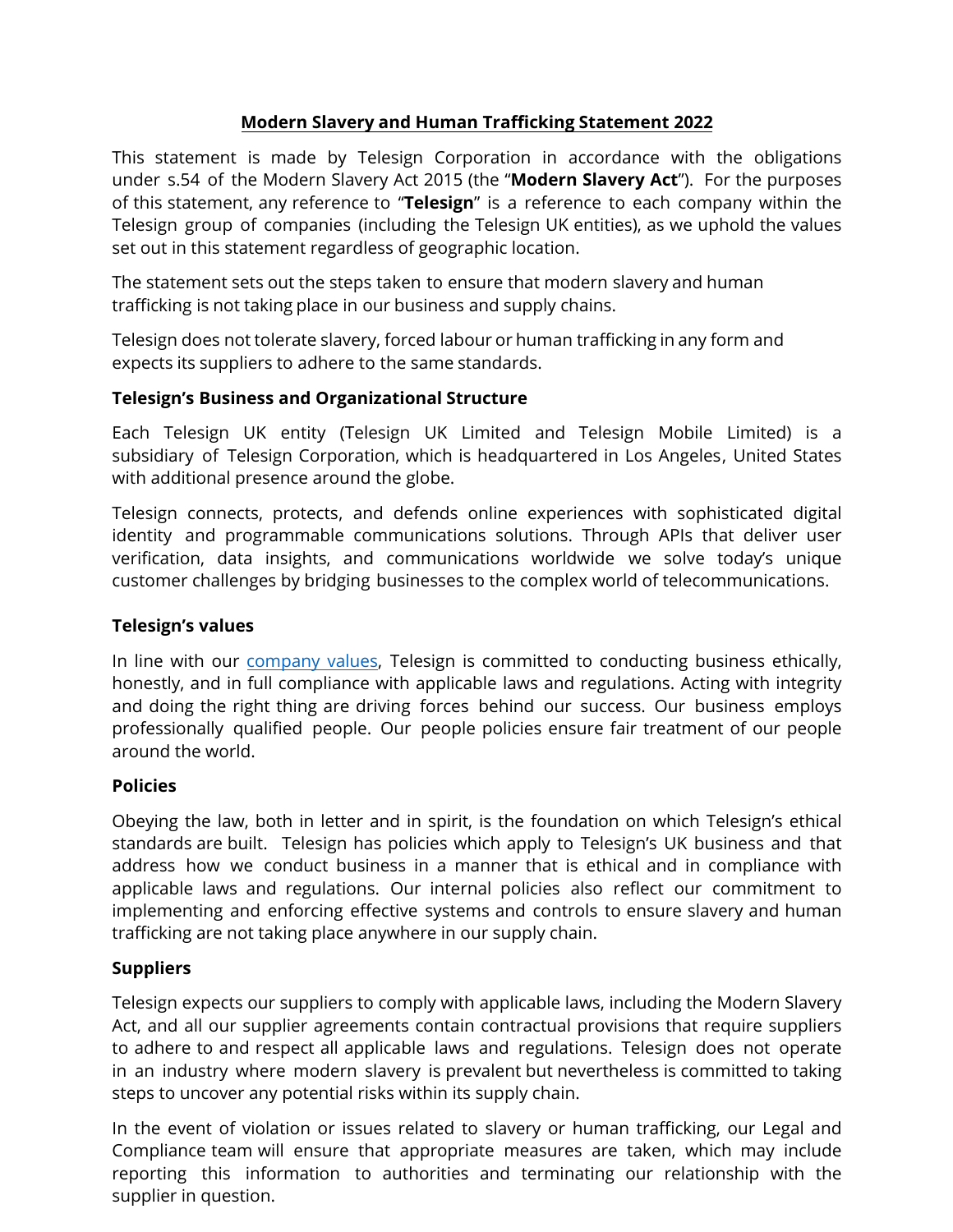# Modern Slavery and Human Trafficking Statement 2022

This statement is made by Telesign Corporation in accordance with the obligations under s.54 of the Modern Slavery Act 2015 (the "**Modern Slavery Act**"). For the purposes of this statement, any reference to "**Telesign**" is a reference to each company within the Telesign group of companies (including the Telesign UK entities), as we uphold the values set out in this statement regardless of geographic location.

The statement sets out the steps taken to ensure that modern slavery and human trafficking is not taking place in our business and supply chains.

Telesign does not tolerate slavery, forced labour or human trafficking in any form and expects its suppliers to adhere to the same standards.

## Telesign's Business and Organizational Structure

Each Telesign UK entity (Telesign UK Limited and Telesign Mobile Limited) is a subsidiary of Telesign Corporation, which is headquartered in Los Angeles, United States with additional presence around the globe.

Telesign connects, protects, and defends online experiences with sophisticated digital identity and programmable communications solutions. Through APIs that deliver user verification, data insights, and communications worldwide we solve today's unique customer challenges by bridging businesses to the complex world of telecommunications.

## Telesign's values

In line with our company values, Telesign is committed to conducting business ethically, honestly, and in full compliance with applicable laws and regulations. Acting with integrity and doing the right thing are driving forces behind our success. Our business employs professionally qualified people. Our people policies ensure fair treatment of our people around the world.

## Policies

Obeying the law, both in letter and in spirit, is the foundation on which Telesign's ethical standards are built. Telesign has policies which apply to Telesign's UK business and that address how we conduct business in a manner that is ethical and in compliance with applicable laws and regulations. Our internal policies also reflect our commitment to implementing and enforcing effective systems and controls to ensure slavery and human trafficking are not taking place anywhere in our supply chain.

## Suppliers

Telesign expects our suppliers to comply with applicable laws, including the Modern Slavery Act, and all our supplier agreements contain contractual provisions that require suppliers to adhere to and respect all applicable laws and regulations. Telesign does not operate in an industry where modern slavery is prevalent but nevertheless is committed to taking steps to uncover any potential risks within its supply chain.

In the event of violation or issues related to slavery or human trafficking, our Legal and Compliance team will ensure that appropriate measures are taken, which may include reporting this information to authorities and terminating our relationship with the supplier in question.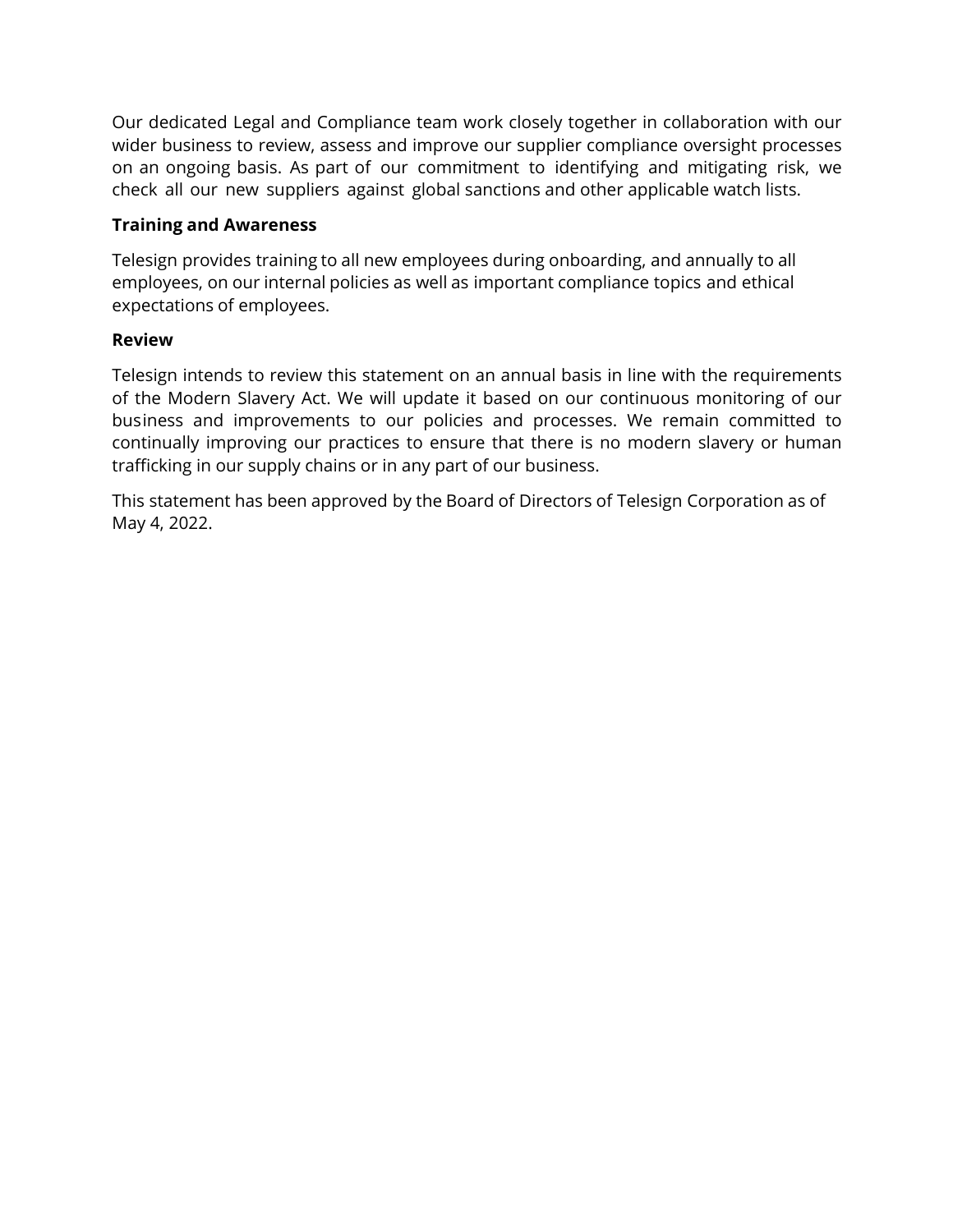Our dedicated Legal and Compliance team work closely together in collaboration with our wider business to review, assess and improve our supplier compliance oversight processes on an ongoing basis. As part of our commitment to identifying and mitigating risk, we check all our new suppliers against global sanctions and other applicable watch lists.

**Training and Awareness**

Telesign provides training to all new employees during onboarding, and annually to all employees, on our internal policies as well as important compliance topics and ethical expectations of employees.

**Review**

Telesign intends to review this statement on an annual basis in line with the requirements of the Modern Slavery Act. We will update it based on our continuous monitoring of our business and improvements to our policies and processes. We remain committed to continually improving our practices to ensure that there is no modern slavery or human trafficking in our supply chains or in any part of our business.

This statement has been approved by the Board of Directors of Telesign Corporation as of May 4, 2022.